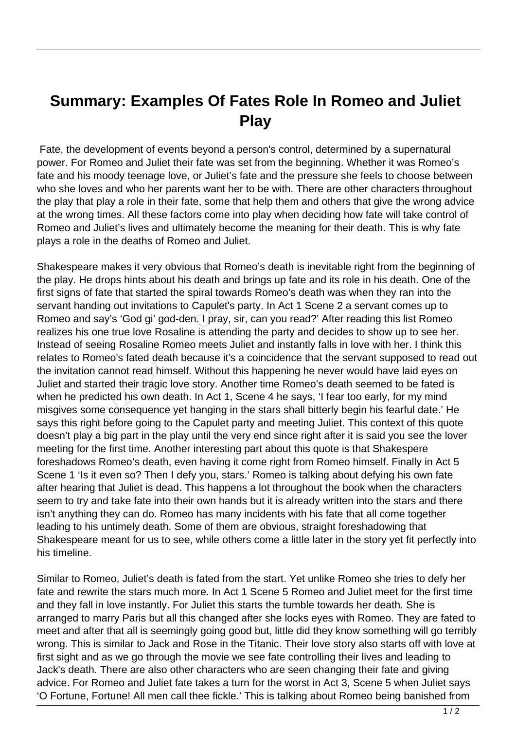# Summary: Examples Of Fates Role In Romeo and Juliet Play

Fate, the development of events beyond a person's control, determined by a supernatural power. For Romeo and Juliet their fate was set from the beginning. Whether it was Romeo's fate and his moody teenage love, or Juliet's fate and the pressure she feels to choose between who she loves and who her parents want her to be with. There are other characters throughout the play that play a role in their fate, some that help them and others that give the wrong advice at the wrong times. All these factors come into play when deciding how fate will take control of Romeo and Juliet's lives and ultimately become the meaning for their death. This is why fate plays a role in the deaths of Romeo and Juliet.

Shakespeare makes it very obvious that Romeo's death is inevitable right from the beginning of the play. He drops hints about his death and brings up fate and its role in his death. One of the first signs of fate that started the spiral towards Romeo's death was when they ran into the servant handing out invitations to Capulet's party. In Act 1 Scene 2 a servant comes up to Romeo and say's 'God gi' god-den. I pray, sir, can you read?' After reading this list Romeo realizes his one true love Rosaline is attending the party and decides to show up to see her. Instead of seeing Rosaline Romeo meets Juliet and instantly falls in love with her. I think this relates to Romeo's fated death because it's a coincidence that the servant supposed to read out the invitation cannot read himself. Without this happening he never would have laid eyes on Juliet and started their tragic love story. Another time Romeo's death seemed to be fated is when he predicted his own death. In Act 1, Scene 4 he says, 'I fear too early, for my mind misgives some consequence yet hanging in the stars shall bitterly begin his fearful date.' He says this right before going to the Capulet party and meeting Juliet. This context of this quote doesn't play a big part in the play until the very end since right after it is said you see the lover meeting for the first time. Another interesting part about this quote is that Shakespere foreshadows Romeo's death, even having it come right from Romeo himself. Finally in Act 5 Scene 1 'Is it even so? Then I defy you, stars.' Romeo is talking about defying his own fate after hearing that Juliet is dead. This happens a lot throughout the book when the characters seem to try and take fate into their own hands but it is already written into the stars and there isn't anything they can do. Romeo has many incidents with his fate that all come together leading to his untimely death. Some of them are obvious, straight foreshadowing that Shakespeare meant for us to see, while others come a little later in the story yet fit perfectly into his timeline.

Similar to Romeo, Juliet's death is fated from the start. Yet unlike Romeo she tries to defy her fate and rewrite the stars much more. In Act 1 Scene 5 Romeo and Juliet meet for the first time and they fall in love instantly. For Juliet this starts the tumble towards her death. She is arranged to marry Paris but all this changed after she locks eyes with Romeo. They are fated to meet and after that all is seemingly going good but, little did they know something will go terribly wrong. This is similar to Jack and Rose in the Titanic. Their love story also starts off with love at first sight and as we go through the movie we see fate controlling their lives and leading to Jack's death. There are also other characters who are seen changing their fate and giving advice. For Romeo and Juliet fate takes a turn for the worst in Act 3, Scene 5 when Juliet says 'O Fortune, Fortune! All men call thee fickle.' This is talking about Romeo being banished from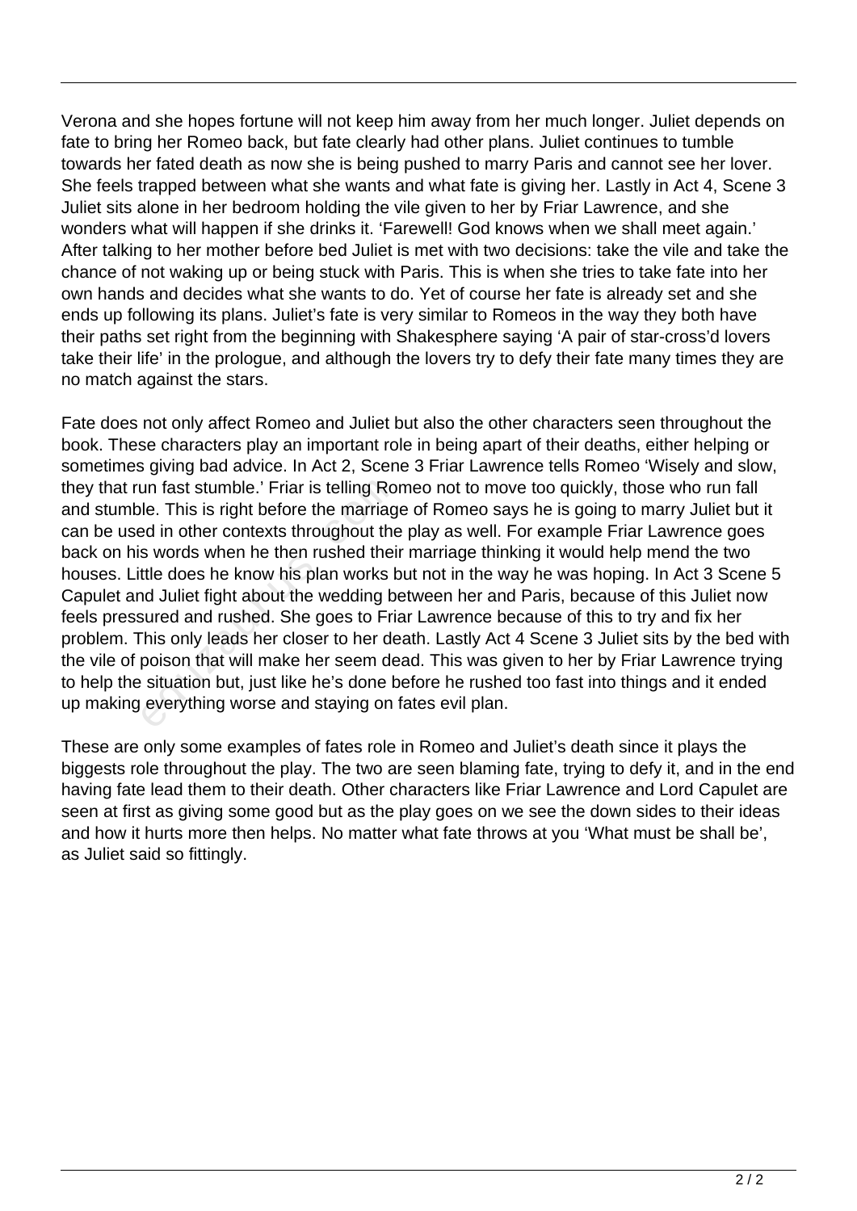Verona and she hopes fortune will not keep him away from her much longer. Juliet depends on fate to bring her Romeo back, but fate clearly had other plans. Juliet continues to tumble towards her fated death as now she is being pushed to marry Paris and cannot see her lover. She feels trapped between what she wants and what fate is giving her. Lastly in Act 4, Scene 3 Juliet sits alone in her bedroom holding the vile given to her by Friar Lawrence, and she wonders what will happen if she drinks it. 'Farewell! God knows when we shall meet again.' After talking to her mother before bed Juliet is met with two decisions: take the vile and take the chance of not waking up or being stuck with Paris. This is when she tries to take fate into her own hands and decides what she wants to do. Yet of course her fate is already set and she ends up following its plans. Juliet's fate is very similar to Romeos in the way they both have their paths set right from the beginning with Shakesphere saying 'A pair of star-cross'd lovers take their life' in the prologue, and although the lovers try to defy their fate many times they are no match against the stars.

Fate does not only affect Romeo and Juliet but also the other characters seen throughout the book. These characters play an important role in being apart of their deaths, either helping or sometimes giving bad advice. In Act 2, Scene 3 Friar Lawrence tells Romeo 'Wisely and slow, they that run fast stumble.' Friar is telling Romeo not to move too quickly, those who run fall and stumble. This is right before the marriage of Romeo says he is going to marry Juliet but it can be used in other contexts throughout the play as well. For example Friar Lawrence goes back on his words when he then rushed their marriage thinking it would help mend the two houses. Little does he know his plan works but not in the way he was hoping. In Act 3 Scene 5 Capulet and Juliet fight about the wedding between her and Paris, because of this Juliet now feels pressured and rushed. She goes to Friar Lawrence because of this to try and fix her problem. This only leads her closer to her death. Lastly Act 4 Scene 3 Juliet sits by the bed with the vile of poison that will make her seem dead. This was given to her by Friar Lawrence trying to help the situation but, just like he's done before he rushed too fast into things and it ended up making everything worse and staying on fates evil plan.

These are only some examples of fates role in Romeo and Juliet's death since it plays the biggests role throughout the play. The two are seen blaming fate, trying to defy it, and in the end having fate lead them to their death. Other characters like Friar Lawrence and Lord Capulet are seen at first as giving some good but as the play goes on we see the down sides to their ideas and how it hurts more then helps. No matter what fate throws at you 'What must be shall be', as Juliet said so fittingly.